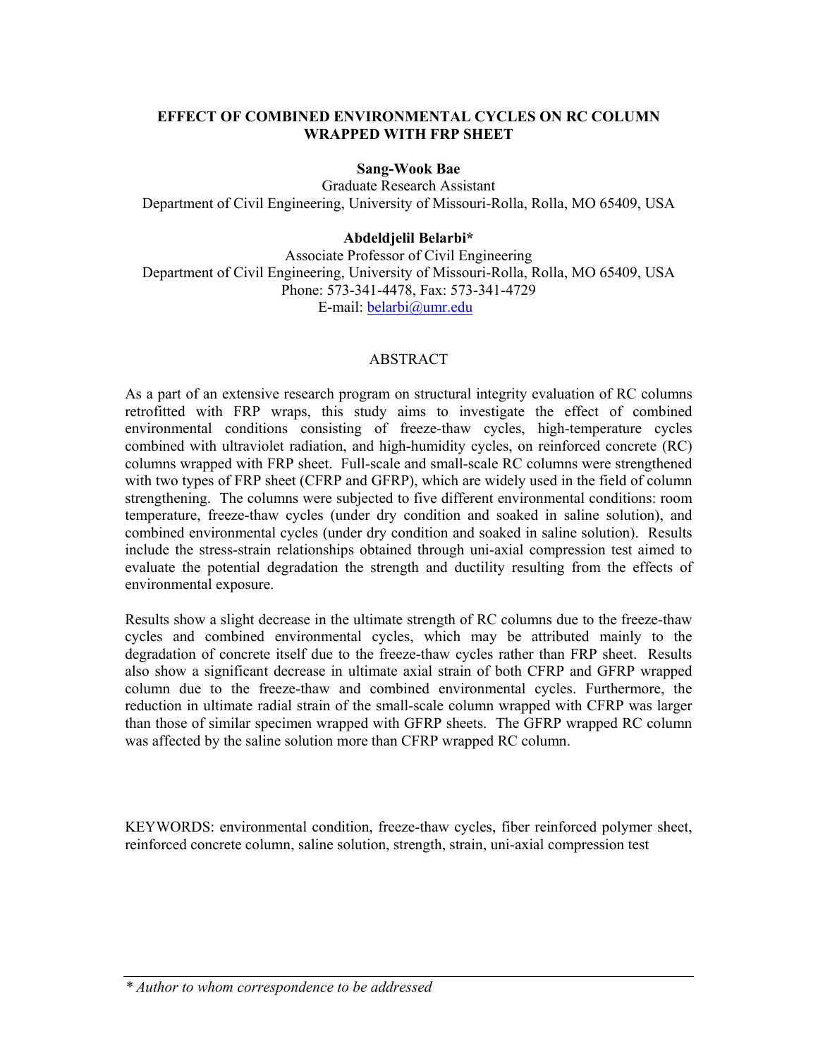# EFFECT OF COMBINED ENVIRONMENTAL CYCLES ON RC COLUMN WRAPPED WITH FRP SHEET

**Sang-Wook Bae**

Graduate Research Assistant

Department of Civil Engineering, University of Missouri-Rolla, Rolla, MO 65409, USA

**Abdeldjelil Belarbi***

Associate Professor of Civil Engineering

Department of Civil Engineering, University of Missouri-Rolla, Rolla, MO 65409, USA

Phone: 573-341-4478, Fax: 573-341-4729

E-mail: belarbi@umr.edu

## ABSTRACT

As a part of an extensive research program on structural integrity evaluation of RC columns retrofitted with FRP wraps, this study aims to investigate the effect of combined environmental conditions consisting of freeze-thaw cycles, high-temperature cycles combined with ultraviolet radiation, and high-humidity cycles, on reinforced concrete (RC) columns wrapped with FRP sheet. Full-scale and small-scale RC columns were strengthened with two types of FRP sheet (CFRP and GFRP), which are widely used in the field of column strengthening. The columns were subjected to five different environmental conditions: room temperature, freeze-thaw cycles (under dry condition and soaked in saline solution), and combined environmental cycles (under dry condition and soaked in saline solution). Results include the stress-strain relationships obtained through uni-axial compression test aimed to evaluate the potential degradation the strength and ductility resulting from the effects of environmental exposure.

Results show a slight decrease in the ultimate strength of RC columns due to the freeze-thaw cycles and combined environmental cycles, which may be attributed mainly to the degradation of concrete itself due to the freeze-thaw cycles rather than FRP sheet. Results also show a significant decrease in ultimate axial strain of both CFRP and GFRP wrapped column due to the freeze-thaw and combined environmental cycles. Furthermore, the reduction in ultimate radial strain of the small-scale column wrapped with CFRP was larger than those of similar specimen wrapped with GFRP sheets. The GFRP wrapped RC column was affected by the saline solution more than CFRP wrapped RC column.

KEYWORDS: environmental condition, freeze-thaw cycles, fiber reinforced polymer sheet, reinforced concrete column, saline solution, strength, strain, uni-axial compression test

---

*\* Author to whom correspondence to be addressed*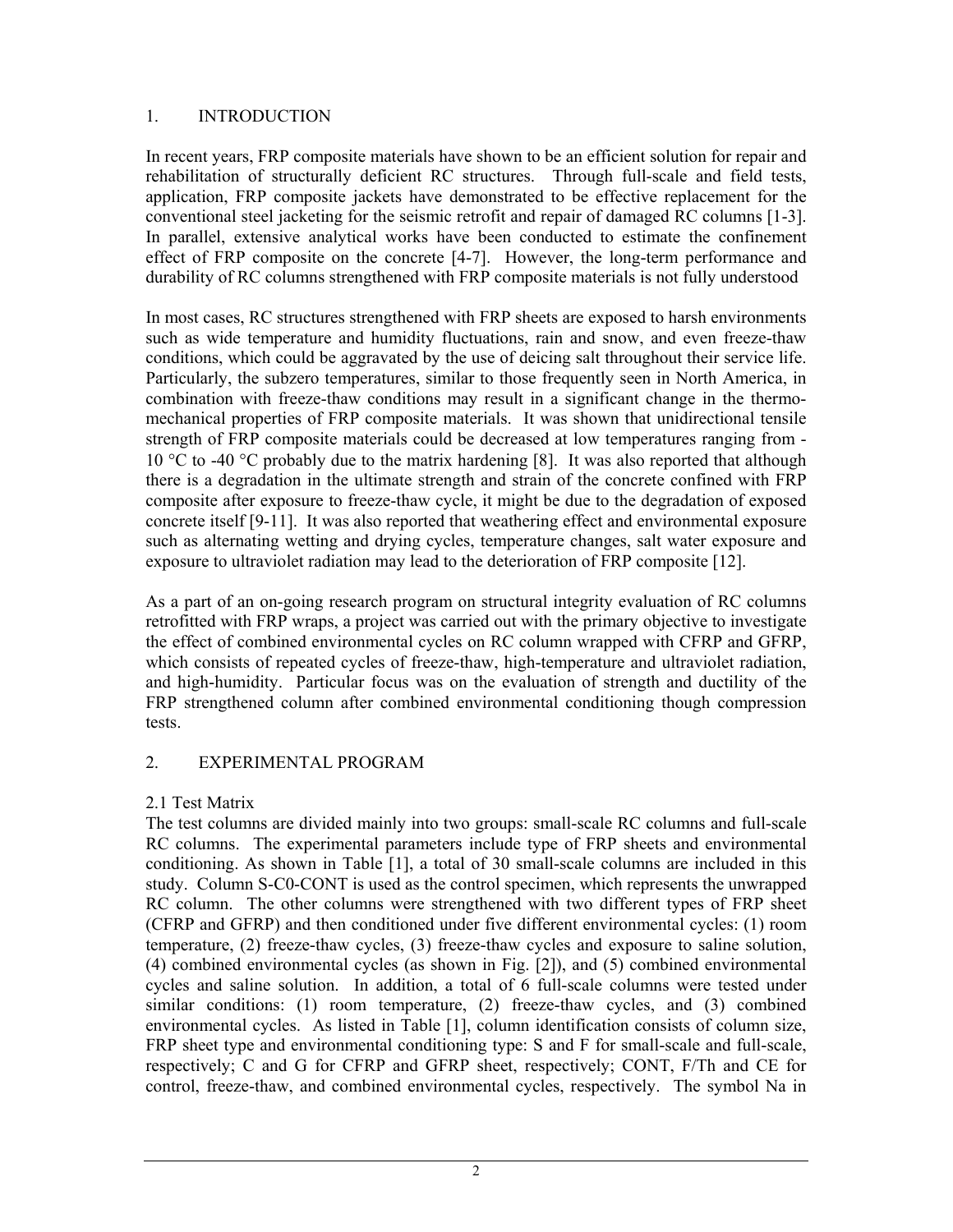## 1. INTRODUCTION

In recent years, FRP composite materials have shown to be an efficient solution for repair and rehabilitation of structurally deficient RC structures. Through full-scale and field tests, application, FRP composite jackets have demonstrated to be effective replacement for the conventional steel jacketing for the seismic retrofit and repair of damaged RC columns [1-3]. In parallel, extensive analytical works have been conducted to estimate the confinement effect of FRP composite on the concrete [4-7]. However, the long-term performance and durability of RC columns strengthened with FRP composite materials is not fully understood

In most cases, RC structures strengthened with FRP sheets are exposed to harsh environments such as wide temperature and humidity fluctuations, rain and snow, and even freeze-thaw conditions, which could be aggravated by the use of deicing salt throughout their service life. Particularly, the subzero temperatures, similar to those frequently seen in North America, in combination with freeze-thaw conditions may result in a significant change in the thermo-mechanical properties of FRP composite materials. It was shown that unidirectional tensile strength of FRP composite materials could be decreased at low temperatures ranging from -10 °C to -40 °C probably due to the matrix hardening [8]. It was also reported that although there is a degradation in the ultimate strength and strain of the concrete confined with FRP composite after exposure to freeze-thaw cycle, it might be due to the degradation of exposed concrete itself [9-11]. It was also reported that weathering effect and environmental exposure such as alternating wetting and drying cycles, temperature changes, salt water exposure and exposure to ultraviolet radiation may lead to the deterioration of FRP composite [12].

As a part of an on-going research program on structural integrity evaluation of RC columns retrofitted with FRP wraps, a project was carried out with the primary objective to investigate the effect of combined environmental cycles on RC column wrapped with CFRP and GFRP, which consists of repeated cycles of freeze-thaw, high-temperature and ultraviolet radiation, and high-humidity. Particular focus was on the evaluation of strength and ductility of the FRP strengthened column after combined environmental conditioning though compression tests.

## 2. EXPERIMENTAL PROGRAM

### 2.1 Test Matrix

The test columns are divided mainly into two groups: small-scale RC columns and full-scale RC columns. The experimental parameters include type of FRP sheets and environmental conditioning. As shown in Table [1], a total of 30 small-scale columns are included in this study. Column S-C0-CONT is used as the control specimen, which represents the unwrapped RC column. The other columns were strengthened with two different types of FRP sheet (CFRP and GFRP) and then conditioned under five different environmental cycles: (1) room temperature, (2) freeze-thaw cycles, (3) freeze-thaw cycles and exposure to saline solution, (4) combined environmental cycles (as shown in Fig. [2]), and (5) combined environmental cycles and saline solution. In addition, a total of 6 full-scale columns were tested under similar conditions: (1) room temperature, (2) freeze-thaw cycles, and (3) combined environmental cycles. As listed in Table [1], column identification consists of column size, FRP sheet type and environmental conditioning type: S and F for small-scale and full-scale, respectively; C and G for CFRP and GFRP sheet, respectively; CONT, F/Th and CE for control, freeze-thaw, and combined environmental cycles, respectively. The symbol Na in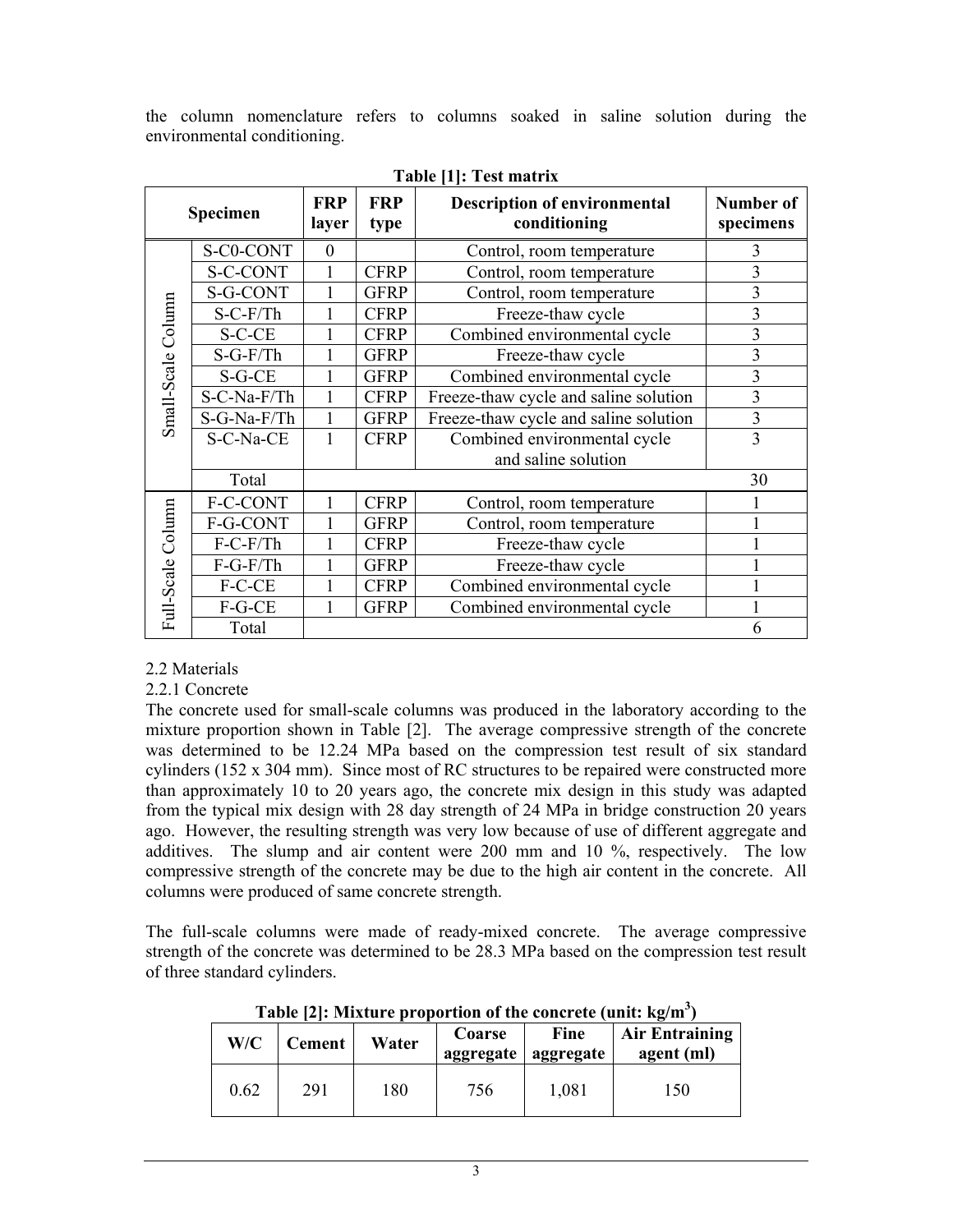the column nomenclature refers to columns soaked in saline solution during the environmental conditioning.

**Table [1]: Test matrix**

| Specimen | | FRP layer | FRP type | Description of environmental conditioning | Number of specimens |
|---|---|---|---|---|---|
| Small-Scale Column | S-C0-CONT | 0 | | Control, room temperature | 3 |
| | S-C-CONT | 1 | CFRP | Control, room temperature | 3 |
| | S-G-CONT | 1 | GFRP | Control, room temperature | 3 |
| | S-C-F/Th | 1 | CFRP | Freeze-thaw cycle | 3 |
| | S-C-CE | 1 | CFRP | Combined environmental cycle | 3 |
| | S-G-F/Th | 1 | GFRP | Freeze-thaw cycle | 3 |
| | S-G-CE | 1 | GFRP | Combined environmental cycle | 3 |
| | S-C-Na-F/Th | 1 | CFRP | Freeze-thaw cycle and saline solution | 3 |
| | S-G-Na-F/Th | 1 | GFRP | Freeze-thaw cycle and saline solution | 3 |
| | S-C-Na-CE | 1 | CFRP | Combined environmental cycle and saline solution | 3 |
| | Total | | | | 30 |
| Full-Scale Column | F-C-CONT | 1 | CFRP | Control, room temperature | 1 |
| | F-G-CONT | 1 | GFRP | Control, room temperature | 1 |
| | F-C-F/Th | 1 | CFRP | Freeze-thaw cycle | 1 |
| | F-G-F/Th | 1 | GFRP | Freeze-thaw cycle | 1 |
| | F-C-CE | 1 | CFRP | Combined environmental cycle | 1 |
| | F-G-CE | 1 | GFRP | Combined environmental cycle | 1 |
| | Total | | | | 6 |

2.2 Materials

2.2.1 Concrete

The concrete used for small-scale columns was produced in the laboratory according to the mixture proportion shown in Table [2]. The average compressive strength of the concrete was determined to be 12.24 MPa based on the compression test result of six standard cylinders (152 x 304 mm). Since most of RC structures to be repaired were constructed more than approximately 10 to 20 years ago, the concrete mix design in this study was adapted from the typical mix design with 28 day strength of 24 MPa in bridge construction 20 years ago. However, the resulting strength was very low because of use of different aggregate and additives. The slump and air content were 200 mm and 10 %, respectively. The low compressive strength of the concrete may be due to the high air content in the concrete. All columns were produced of same concrete strength.

The full-scale columns were made of ready-mixed concrete. The average compressive strength of the concrete was determined to be 28.3 MPa based on the compression test result of three standard cylinders.

**Table [2]: Mixture proportion of the concrete (unit: $kg/m^3$)**

| W/C | Cement | Water | Coarse aggregate | Fine aggregate | Air Entraining agent (ml) |
|---|---|---|---|---|---|
| 0.62 | 291 | 180 | 756 | 1,081 | 150 |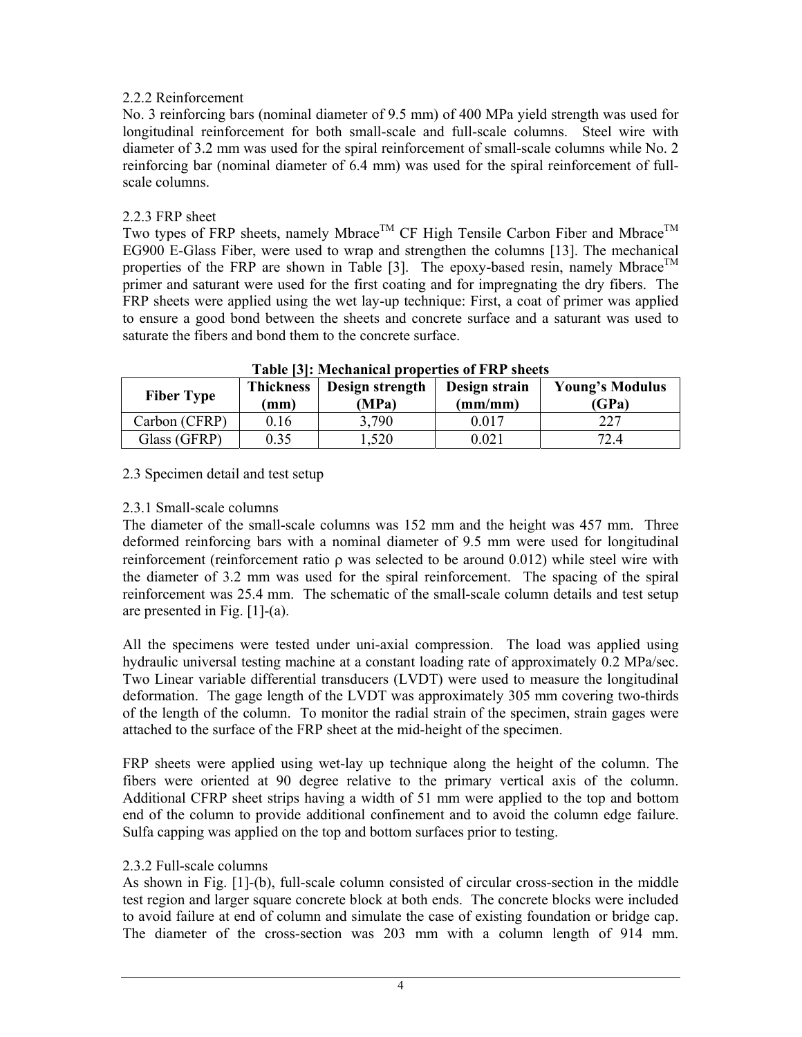#### 2.2.2 Reinforcement

No. 3 reinforcing bars (nominal diameter of 9.5 mm) of 400 MPa yield strength was used for longitudinal reinforcement for both small-scale and full-scale columns. Steel wire with diameter of 3.2 mm was used for the spiral reinforcement of small-scale columns while No. 2 reinforcing bar (nominal diameter of 6.4 mm) was used for the spiral reinforcement of full-scale columns.

#### 2.2.3 FRP sheet

Two types of FRP sheets, namely Mbrace$^{TM}$ CF High Tensile Carbon Fiber and Mbrace$^{TM}$ EG900 E-Glass Fiber, were used to wrap and strengthen the columns [13]. The mechanical properties of the FRP are shown in Table [3]. The epoxy-based resin, namely Mbrace$^{TM}$ primer and saturant were used for the first coating and for impregnating the dry fibers. The FRP sheets were applied using the wet lay-up technique: First, a coat of primer was applied to ensure a good bond between the sheets and concrete surface and a saturant was used to saturate the fibers and bond them to the concrete surface.

**Table [3]: Mechanical properties of FRP sheets**

| Fiber Type | Thickness (mm) | Design strength (MPa) | Design strain (mm/mm) | Young's Modulus (GPa) |
|---|---|---|---|---|
| Carbon (CFRP) | 0.16 | 3,790 | 0.017 | 227 |
| Glass (GFRP) | 0.35 | 1,520 | 0.021 | 72.4 |

### 2.3 Specimen detail and test setup

#### 2.3.1 Small-scale columns

The diameter of the small-scale columns was 152 mm and the height was 457 mm. Three deformed reinforcing bars with a nominal diameter of 9.5 mm were used for longitudinal reinforcement (reinforcement ratio $\rho$ was selected to be around 0.012) while steel wire with the diameter of 3.2 mm was used for the spiral reinforcement. The spacing of the spiral reinforcement was 25.4 mm. The schematic of the small-scale column details and test setup are presented in Fig. [1]-(a).

All the specimens were tested under uni-axial compression. The load was applied using hydraulic universal testing machine at a constant loading rate of approximately 0.2 MPa/sec. Two Linear variable differential transducers (LVDT) were used to measure the longitudinal deformation. The gage length of the LVDT was approximately 305 mm covering two-thirds of the length of the column. To monitor the radial strain of the specimen, strain gages were attached to the surface of the FRP sheet at the mid-height of the specimen.

FRP sheets were applied using wet-lay up technique along the height of the column. The fibers were oriented at 90 degree relative to the primary vertical axis of the column. Additional CFRP sheet strips having a width of 51 mm were applied to the top and bottom end of the column to provide additional confinement and to avoid the column edge failure. Sulfa capping was applied on the top and bottom surfaces prior to testing.

#### 2.3.2 Full-scale columns

As shown in Fig. [1]-(b), full-scale column consisted of circular cross-section in the middle test region and larger square concrete block at both ends. The concrete blocks were included to avoid failure at end of column and simulate the case of existing foundation or bridge cap. The diameter of the cross-section was 203 mm with a column length of 914 mm.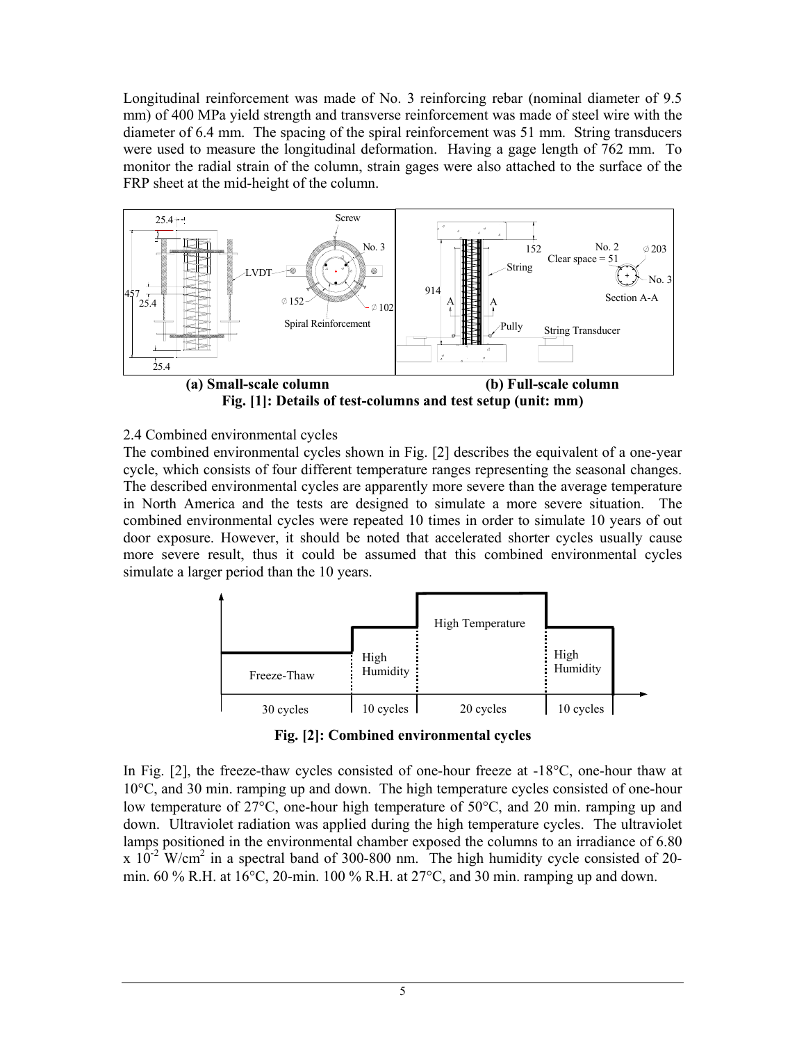Longitudinal reinforcement was made of No. 3 reinforcing rebar (nominal diameter of 9.5 mm) of 400 MPa yield strength and transverse reinforcement was made of steel wire with the diameter of 6.4 mm. The spacing of the spiral reinforcement was 51 mm. String transducers were used to measure the longitudinal deformation. Having a gage length of 762 mm. To monitor the radial strain of the column, strain gages were also attached to the surface of the FRP sheet at the mid-height of the column.

**(a) Small-scale column** **(b) Full-scale column**

**Fig. [1]: Details of test-columns and test setup (unit: mm)**

2.4 Combined environmental cycles

The combined environmental cycles shown in Fig. [2] describes the equivalent of a one-year cycle, which consists of four different temperature ranges representing the seasonal changes. The described environmental cycles are apparently more severe than the average temperature in North America and the tests are designed to simulate a more severe situation. The combined environmental cycles were repeated 10 times in order to simulate 10 years of out door exposure. However, it should be noted that accelerated shorter cycles usually cause more severe result, thus it could be assumed that this combined environmental cycles simulate a larger period than the 10 years.

**Fig. [2]: Combined environmental cycles**

In Fig. [2], the freeze-thaw cycles consisted of one-hour freeze at -18°C, one-hour thaw at 10°C, and 30 min. ramping up and down. The high temperature cycles consisted of one-hour low temperature of 27°C, one-hour high temperature of 50°C, and 20 min. ramping up and down. Ultraviolet radiation was applied during the high temperature cycles. The ultraviolet lamps positioned in the environmental chamber exposed the columns to an irradiance of 6.80 x $10^{-2}$ W/cm$^2$ in a spectral band of 300-800 nm. The high humidity cycle consisted of 20-min. 60 % R.H. at 16°C, 20-min. 100 % R.H. at 27°C, and 30 min. ramping up and down.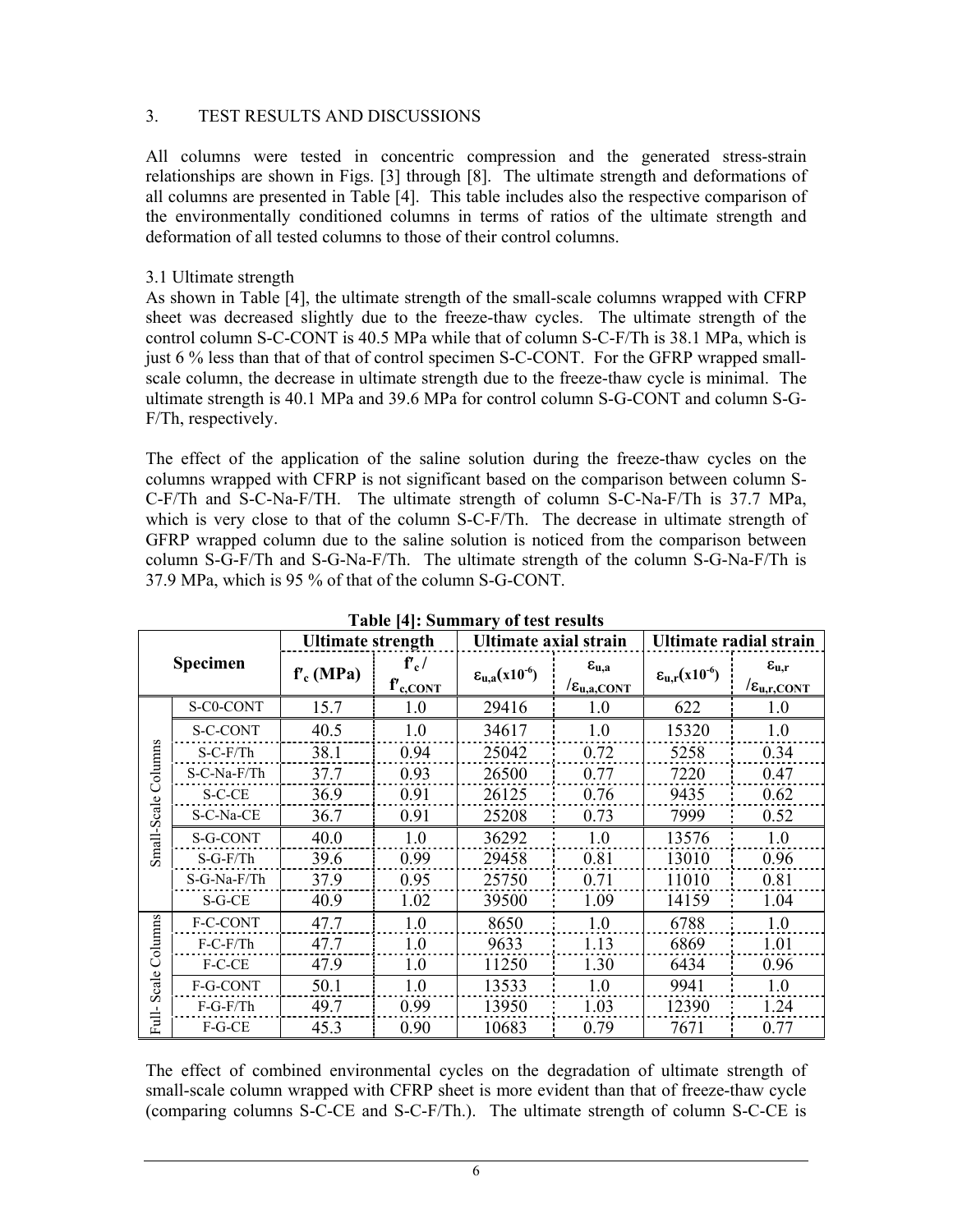## 3. TEST RESULTS AND DISCUSSIONS

All columns were tested in concentric compression and the generated stress-strain relationships are shown in Figs. [3] through [8]. The ultimate strength and deformations of all columns are presented in Table [4]. This table includes also the respective comparison of the environmentally conditioned columns in terms of ratios of the ultimate strength and deformation of all tested columns to those of their control columns.

### 3.1 Ultimate strength

As shown in Table [4], the ultimate strength of the small-scale columns wrapped with CFRP sheet was decreased slightly due to the freeze-thaw cycles. The ultimate strength of the control column S-C-CONT is 40.5 MPa while that of column S-C-F/Th is 38.1 MPa, which is just 6 % less than that of that of control specimen S-C-CONT. For the GFRP wrapped small-scale column, the decrease in ultimate strength due to the freeze-thaw cycle is minimal. The ultimate strength is 40.1 MPa and 39.6 MPa for control column S-G-CONT and column S-G-F/Th, respectively.

The effect of the application of the saline solution during the freeze-thaw cycles on the columns wrapped with CFRP is not significant based on the comparison between column S-C-F/Th and S-C-Na-F/TH. The ultimate strength of column S-C-Na-F/Th is 37.7 MPa, which is very close to that of the column S-C-F/Th. The decrease in ultimate strength of GFRP wrapped column due to the saline solution is noticed from the comparison between column S-G-F/Th and S-G-Na-F/Th. The ultimate strength of the column S-G-Na-F/Th is 37.9 MPa, which is 95 % of that of the column S-G-CONT.

**Table [4]: Summary of test results**

| | Specimen | Ultimate strength | | Ultimate axial strain | | Ultimate radial strain | |
|---|---|---|---|---|---|---|---|
| | | $f'_c$ (MPa) | $f'_c / f'_{c,CONT}$ | $\varepsilon_{u,a}(x10^{-6})$ | $\varepsilon_{u,a} / \varepsilon_{u,a,CONT}$ | $\varepsilon_{u,r}(x10^{-6})$ | $\varepsilon_{u,r} / \varepsilon_{u,r,CONT}$ |
| Small-Scale Columns | S-C0-CONT | 15.7 | 1.0 | 29416 | 1.0 | 622 | 1.0 |
| | S-C-CONT | 40.5 | 1.0 | 34617 | 1.0 | 15320 | 1.0 |
| | S-C-F/Th | 38.1 | 0.94 | 25042 | 0.72 | 5258 | 0.34 |
| | S-C-Na-F/Th | 37.7 | 0.93 | 26500 | 0.77 | 7220 | 0.47 |
| | S-C-CE | 36.9 | 0.91 | 26125 | 0.76 | 9435 | 0.62 |
| | S-C-Na-CE | 36.7 | 0.91 | 25208 | 0.73 | 7999 | 0.52 |
| | S-G-CONT | 40.0 | 1.0 | 36292 | 1.0 | 13576 | 1.0 |
| | S-G-F/Th | 39.6 | 0.99 | 29458 | 0.81 | 13010 | 0.96 |
| | S-G-Na-F/Th | 37.9 | 0.95 | 25750 | 0.71 | 11010 | 0.81 |
| | S-G-CE | 40.9 | 1.02 | 39500 | 1.09 | 14159 | 1.04 |
| Full- Scale Columns | F-C-CONT | 47.7 | 1.0 | 8650 | 1.0 | 6788 | 1.0 |
| | F-C-F/Th | 47.7 | 1.0 | 9633 | 1.13 | 6869 | 1.01 |
| | F-C-CE | 47.9 | 1.0 | 11250 | 1.30 | 6434 | 0.96 |
| | F-G-CONT | 50.1 | 1.0 | 13533 | 1.0 | 9941 | 1.0 |
| | F-G-F/Th | 49.7 | 0.99 | 13950 | 1.03 | 12390 | 1.24 |
| | F-G-CE | 45.3 | 0.90 | 10683 | 0.79 | 7671 | 0.77 |

The effect of combined environmental cycles on the degradation of ultimate strength of small-scale column wrapped with CFRP sheet is more evident than that of freeze-thaw cycle (comparing columns S-C-CE and S-C-F/Th.). The ultimate strength of column S-C-CE is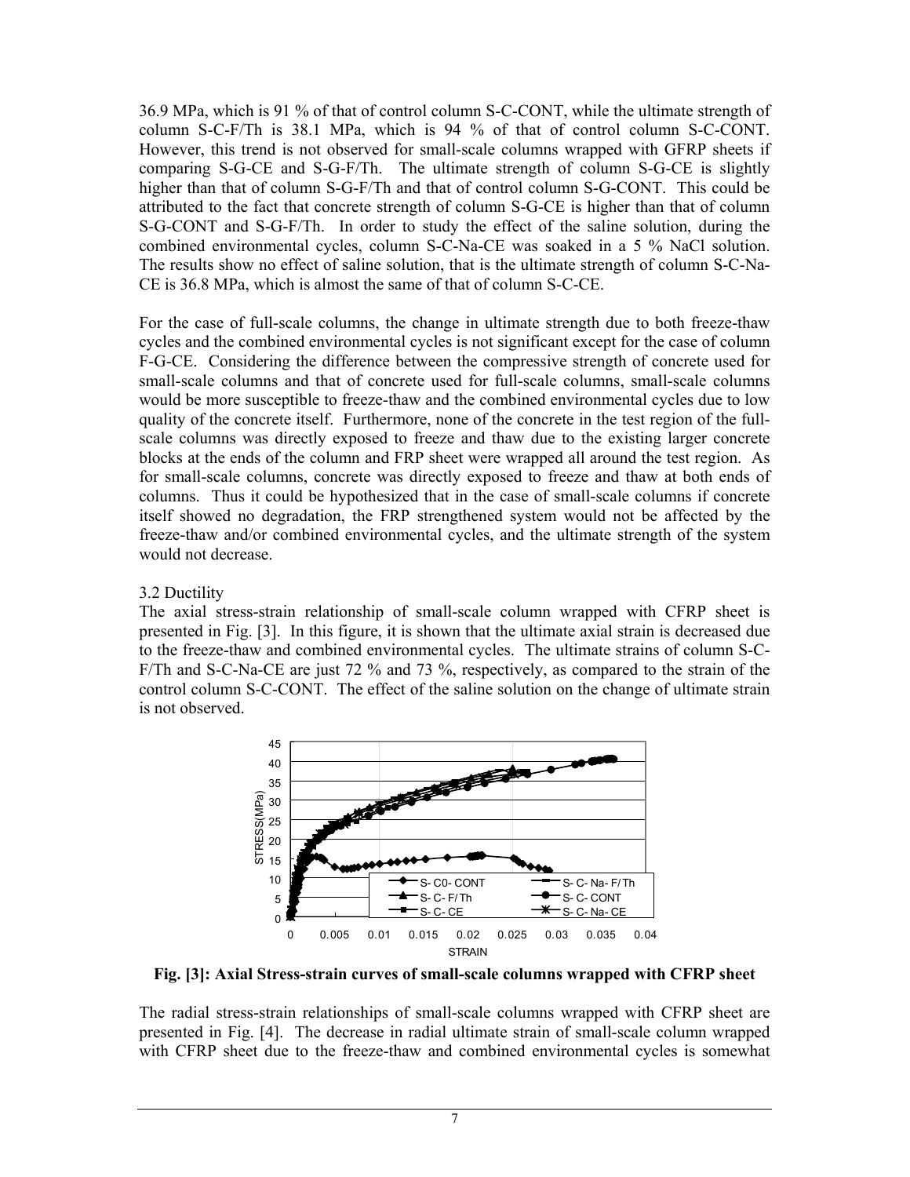36.9 MPa, which is 91 % of that of control column S-C-CONT, while the ultimate strength of column S-C-F/Th is 38.1 MPa, which is 94 % of that of control column S-C-CONT. However, this trend is not observed for small-scale columns wrapped with GFRP sheets if comparing S-G-CE and S-G-F/Th. The ultimate strength of column S-G-CE is slightly higher than that of column S-G-F/Th and that of control column S-G-CONT. This could be attributed to the fact that concrete strength of column S-G-CE is higher than that of column S-G-CONT and S-G-F/Th. In order to study the effect of the saline solution, during the combined environmental cycles, column S-C-Na-CE was soaked in a 5 % NaCl solution. The results show no effect of saline solution, that is the ultimate strength of column S-C-Na-CE is 36.8 MPa, which is almost the same of that of column S-C-CE.

For the case of full-scale columns, the change in ultimate strength due to both freeze-thaw cycles and the combined environmental cycles is not significant except for the case of column F-G-CE. Considering the difference between the compressive strength of concrete used for small-scale columns and that of concrete used for full-scale columns, small-scale columns would be more susceptible to freeze-thaw and the combined environmental cycles due to low quality of the concrete itself. Furthermore, none of the concrete in the test region of the full-scale columns was directly exposed to freeze and thaw due to the existing larger concrete blocks at the ends of the column and FRP sheet were wrapped all around the test region. As for small-scale columns, concrete was directly exposed to freeze and thaw at both ends of columns. Thus it could be hypothesized that in the case of small-scale columns if concrete itself showed no degradation, the FRP strengthened system would not be affected by the freeze-thaw and/or combined environmental cycles, and the ultimate strength of the system would not decrease.

### 3.2 Ductility

The axial stress-strain relationship of small-scale column wrapped with CFRP sheet is presented in Fig. [3]. In this figure, it is shown that the ultimate axial strain is decreased due to the freeze-thaw and combined environmental cycles. The ultimate strains of column S-C-F/Th and S-C-Na-CE are just 72 % and 73 %, respectively, as compared to the strain of the control column S-C-CONT. The effect of the saline solution on the change of ultimate strain is not observed.

**Fig. [3]: Axial Stress-strain curves of small-scale columns wrapped with CFRP sheet**

The radial stress-strain relationships of small-scale columns wrapped with CFRP sheet are presented in Fig. [4]. The decrease in radial ultimate strain of small-scale column wrapped with CFRP sheet due to the freeze-thaw and combined environmental cycles is somewhat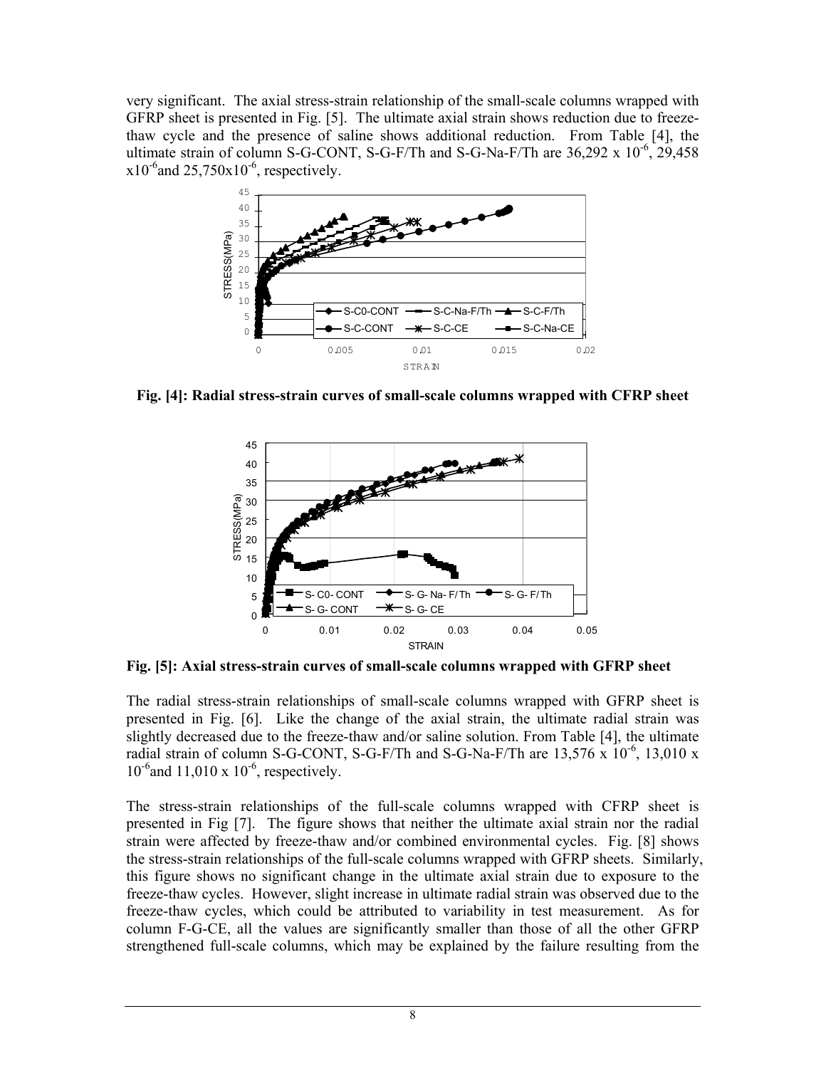very significant. The axial stress-strain relationship of the small-scale columns wrapped with GFRP sheet is presented in Fig. [5]. The ultimate axial strain shows reduction due to freeze-thaw cycle and the presence of saline shows additional reduction. From Table [4], the ultimate strain of column S-G-CONT, S-G-F/Th and S-G-Na-F/Th are 36,292 x $10^{-6}$, 29,458 x$10^{-6}$and 25,750x$10^{-6}$, respectively.

**Fig. [4]: Radial stress-strain curves of small-scale columns wrapped with CFRP sheet**

**Fig. [5]: Axial stress-strain curves of small-scale columns wrapped with GFRP sheet**

The radial stress-strain relationships of small-scale columns wrapped with GFRP sheet is presented in Fig. [6]. Like the change of the axial strain, the ultimate radial strain was slightly decreased due to the freeze-thaw and/or saline solution. From Table [4], the ultimate radial strain of column S-G-CONT, S-G-F/Th and S-G-Na-F/Th are 13,576 x $10^{-6}$, 13,010 x $10^{-6}$and 11,010 x $10^{-6}$, respectively.

The stress-strain relationships of the full-scale columns wrapped with CFRP sheet is presented in Fig [7]. The figure shows that neither the ultimate axial strain nor the radial strain were affected by freeze-thaw and/or combined environmental cycles. Fig. [8] shows the stress-strain relationships of the full-scale columns wrapped with GFRP sheets. Similarly, this figure shows no significant change in the ultimate axial strain due to exposure to the freeze-thaw cycles. However, slight increase in ultimate radial strain was observed due to the freeze-thaw cycles, which could be attributed to variability in test measurement. As for column F-G-CE, all the values are significantly smaller than those of all the other GFRP strengthened full-scale columns, which may be explained by the failure resulting from the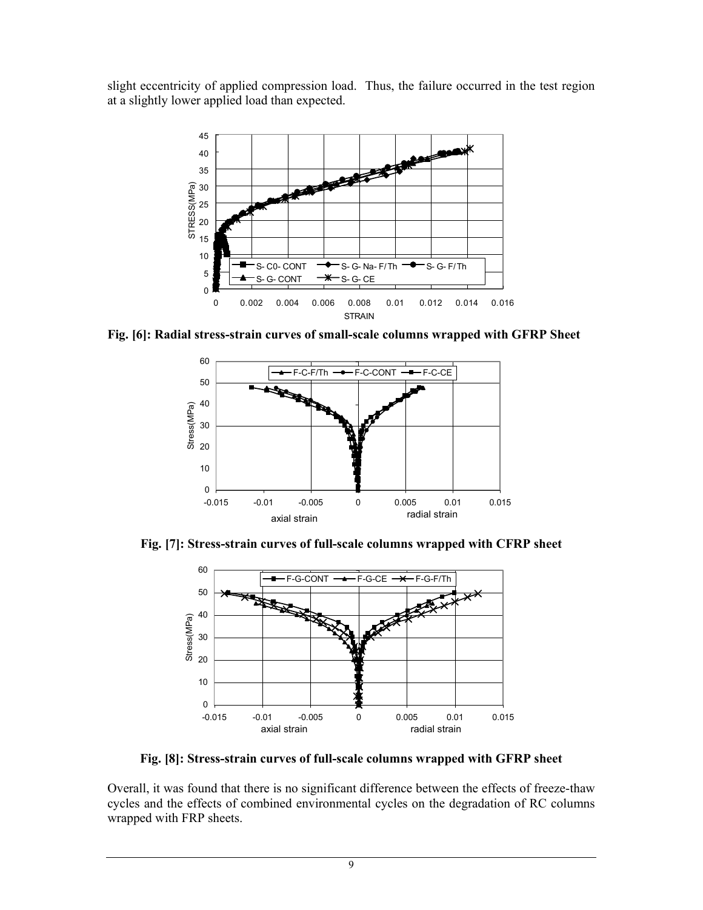slight eccentricity of applied compression load. Thus, the failure occurred in the test region at a slightly lower applied load than expected.

**Fig. [6]: Radial stress-strain curves of small-scale columns wrapped with GFRP Sheet**

**Fig. [7]: Stress-strain curves of full-scale columns wrapped with CFRP sheet**

**Fig. [8]: Stress-strain curves of full-scale columns wrapped with GFRP sheet**

Overall, it was found that there is no significant difference between the effects of freeze-thaw cycles and the effects of combined environmental cycles on the degradation of RC columns wrapped with FRP sheets.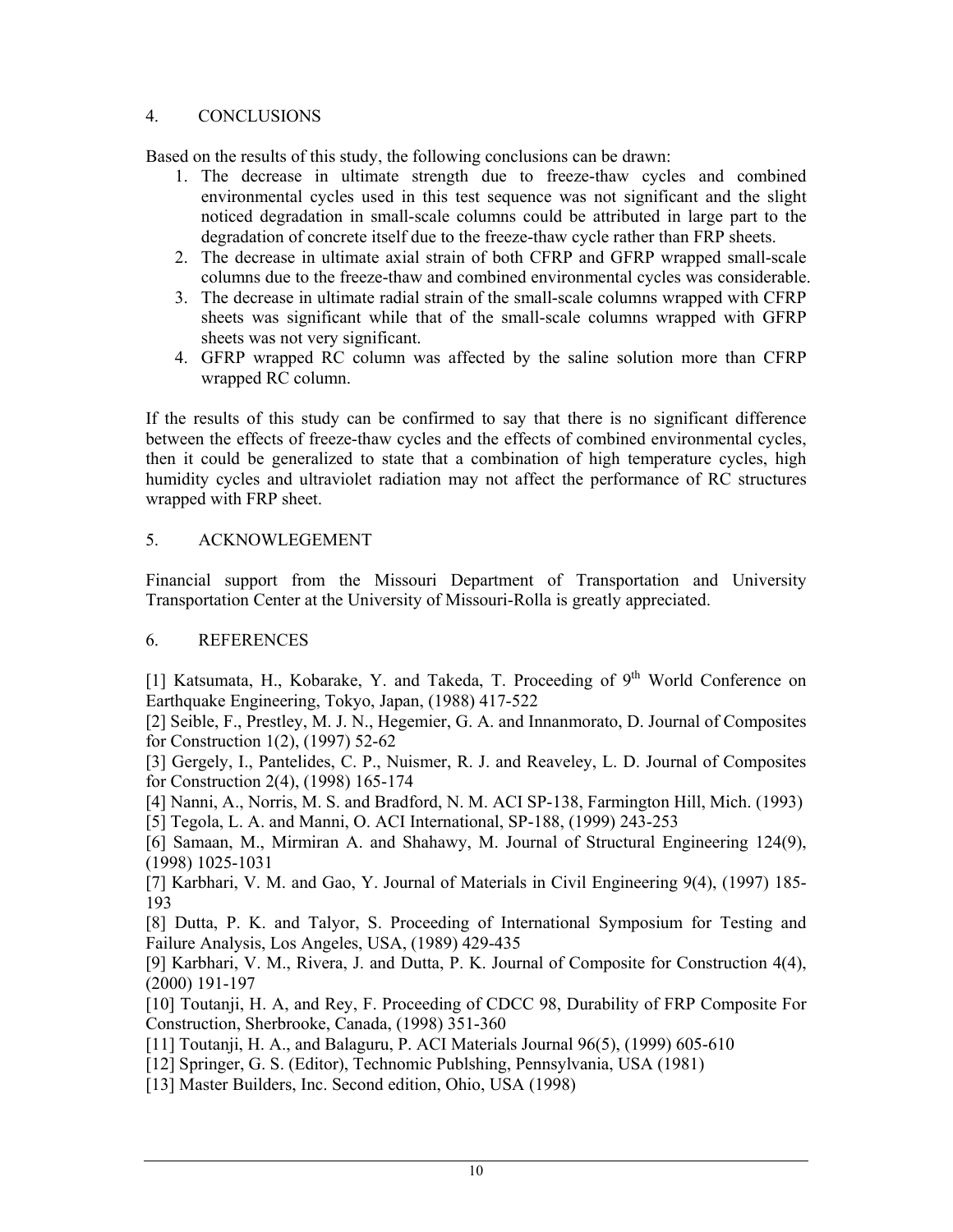## 4. CONCLUSIONS

Based on the results of this study, the following conclusions can be drawn:

1. The decrease in ultimate strength due to freeze-thaw cycles and combined environmental cycles used in this test sequence was not significant and the slight noticed degradation in small-scale columns could be attributed in large part to the degradation of concrete itself due to the freeze-thaw cycle rather than FRP sheets.
2. The decrease in ultimate axial strain of both CFRP and GFRP wrapped small-scale columns due to the freeze-thaw and combined environmental cycles was considerable.
3. The decrease in ultimate radial strain of the small-scale columns wrapped with CFRP sheets was significant while that of the small-scale columns wrapped with GFRP sheets was not very significant.
4. GFRP wrapped RC column was affected by the saline solution more than CFRP wrapped RC column.

If the results of this study can be confirmed to say that there is no significant difference between the effects of freeze-thaw cycles and the effects of combined environmental cycles, then it could be generalized to state that a combination of high temperature cycles, high humidity cycles and ultraviolet radiation may not affect the performance of RC structures wrapped with FRP sheet.

## 5. ACKNOWLEGEMENT

Financial support from the Missouri Department of Transportation and University Transportation Center at the University of Missouri-Rolla is greatly appreciated.

## 6. REFERENCES

[1] Katsumata, H., Kobarake, Y. and Takeda, T. Proceeding of 9th World Conference on Earthquake Engineering, Tokyo, Japan, (1988) 417-522

[2] Seible, F., Prestley, M. J. N., Hegemier, G. A. and Innanmorato, D. Journal of Composites for Construction 1(2), (1997) 52-62

[3] Gergely, I., Pantelides, C. P., Nuismer, R. J. and Reaveley, L. D. Journal of Composites for Construction 2(4), (1998) 165-174

[4] Nanni, A., Norris, M. S. and Bradford, N. M. ACI SP-138, Farmington Hill, Mich. (1993)

[5] Tegola, L. A. and Manni, O. ACI International, SP-188, (1999) 243-253

[6] Samaan, M., Mirmiran A. and Shahawy, M. Journal of Structural Engineering 124(9), (1998) 1025-1031

[7] Karbhari, V. M. and Gao, Y. Journal of Materials in Civil Engineering 9(4), (1997) 185-193

[8] Dutta, P. K. and Talyor, S. Proceeding of International Symposium for Testing and Failure Analysis, Los Angeles, USA, (1989) 429-435

[9] Karbhari, V. M., Rivera, J. and Dutta, P. K. Journal of Composite for Construction 4(4), (2000) 191-197

[10] Toutanji, H. A, and Rey, F. Proceeding of CDCC 98, Durability of FRP Composite For Construction, Sherbrooke, Canada, (1998) 351-360

[11] Toutanji, H. A., and Balaguru, P. ACI Materials Journal 96(5), (1999) 605-610

[12] Springer, G. S. (Editor), Technomic Publshing, Pennsylvania, USA (1981)

[13] Master Builders, Inc. Second edition, Ohio, USA (1998)